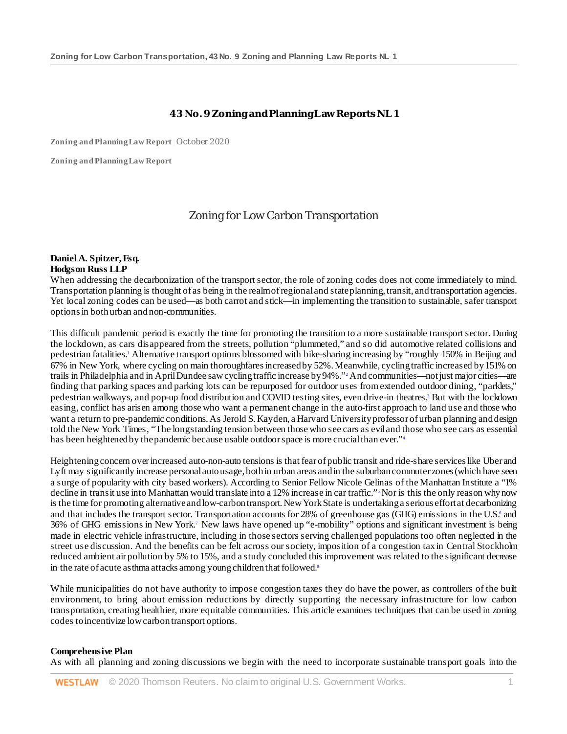# 43 No. 9 Zoning and Planning Law Reports NL 1

**Zoning and Planning Law Report** | October 2020

**Zoning and Planning Law Report**

## Zoning for Low Carbon Transportation

**Daniel A. Spitzer, Esq.**
**Hodgson Russ LLP**

When addressing the decarbonization of the transport sector, the role of zoning codes does not come immediately to mind. Transportation planning is thought of as being in the realm of regional and state planning, transit, and transportation agencies. Yet local zoning codes can be used—as both carrot and stick—in implementing the transition to sustainable, safer transport options in both urban and non-communities.

This difficult pandemic period is exactly the time for promoting the transition to a more sustainable transport sector. During the lockdown, as cars disappeared from the streets, pollution "plummeted," and so did automotive related collisions and pedestrian fatalities.[1] Alternative transport options blossomed with bike-sharing increasing by "roughly 150% in Beijing and 67% in New York, where cycling on main thoroughfares increased by 52%. Meanwhile, cycling traffic increased by 151% on trails in Philadelphia and in April Dundee saw cycling traffic increase by 94%."[2] And communities—not just major cities—are finding that parking spaces and parking lots can be repurposed for outdoor uses from extended outdoor dining, "parklets," pedestrian walkways, and pop-up food distribution and COVID testing sites, even drive-in theatres.[3] But with the lockdown easing, conflict has arisen among those who want a permanent change in the auto-first approach to land use and those who want a return to pre-pandemic conditions. As Jerold S. Kayden, a Harvard University professor of urban planning and design told the New York Times, "The longstanding tension between those who see cars as evil and those who see cars as essential has been heightened by the pandemic because usable outdoor space is more crucial than ever."[4]

Heightening concern over increased auto-non-auto tensions is that fear of public transit and ride-share services like Uber and Lyft may significantly increase personal auto usage, both in urban areas and in the suburban commuter zones (which have seen a surge of popularity with city based workers). According to Senior Fellow Nicole Gelinas of the Manhattan Institute a "1% decline in transit use into Manhattan would translate into a 12% increase in car traffic."[5] Nor is this the only reason why now is the time for promoting alternative and low-carbon transport. New York State is undertaking a serious effort at decarbonizing and that includes the transport sector. Transportation accounts for 28% of greenhouse gas (GHG) emissions in the U.S.[6] and 36% of GHG emissions in New York.[7] New laws have opened up "e-mobility" options and significant investment is being made in electric vehicle infrastructure, including in those sectors serving challenged populations too often neglected in the street use discussion. And the benefits can be felt across our society, imposition of a congestion tax in Central Stockholm reduced ambient air pollution by 5% to 15%, and a study concluded this improvement was related to the significant decrease in the rate of acute asthma attacks among young children that followed.[8]

While municipalities do not have authority to impose congestion taxes they do have the power, as controllers of the built environment, to bring about emission reductions by directly supporting the necessary infrastructure for low carbon transportation, creating healthier, more equitable communities. This article examines techniques that can be used in zoning codes to incentivize low carbon transport options.

### Comprehensive Plan

As with all planning and zoning discussions we begin with the need to incorporate sustainable transport goals into the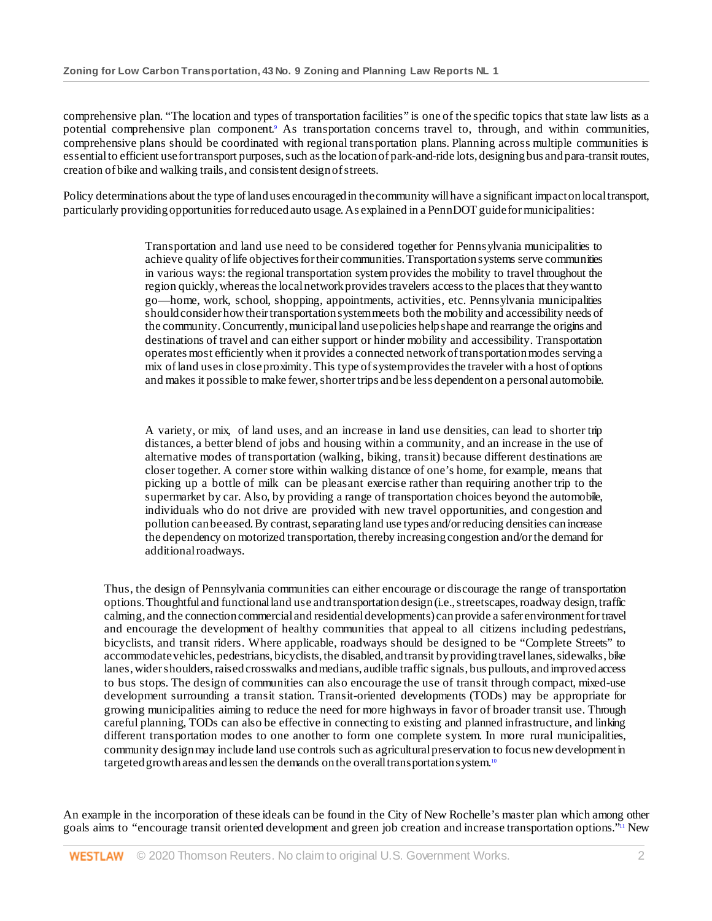comprehensive plan. "The location and types of transportation facilities" is one of the specific topics that state law lists as a potential comprehensive plan component.[9] As transportation concerns travel to, through, and within communities, comprehensive plans should be coordinated with regional transportation plans. Planning across multiple communities is essential to efficient use for transport purposes, such as the location of park-and-ride lots, designing bus and para-transit routes, creation of bike and walking trails, and consistent design of streets.

Policy determinations about the type of land uses encouraged in the community will have a significant impact on local transport, particularly providing opportunities for reduced auto usage. As explained in a PennDOT guide for municipalities:

> Transportation and land use need to be considered together for Pennsylvania municipalities to achieve quality of life objectives for their communities. Transportation systems serve communities in various ways: the regional transportation system provides the mobility to travel throughout the region quickly, whereas the local network provides travelers access to the places that they want to go—home, work, school, shopping, appointments, activities, etc. Pennsylvania municipalities should consider how their transportation system meets both the mobility and accessibility needs of the community. Concurrently, municipal land use policies help shape and rearrange the origins and destinations of travel and can either support or hinder mobility and accessibility. Transportation operates most efficiently when it provides a connected network of transportation modes serving a mix of land uses in close proximity. This type of system provides the traveler with a host of options and makes it possible to make fewer, shorter trips and be less dependent on a personal automobile.
>
> A variety, or mix, of land uses, and an increase in land use densities, can lead to shorter trip distances, a better blend of jobs and housing within a community, and an increase in the use of alternative modes of transportation (walking, biking, transit) because different destinations are closer together. A corner store within walking distance of one's home, for example, means that picking up a bottle of milk can be pleasant exercise rather than requiring another trip to the supermarket by car. Also, by providing a range of transportation choices beyond the automobile, individuals who do not drive are provided with new travel opportunities, and congestion and pollution can be eased. By contrast, separating land use types and/or reducing densities can increase the dependency on motorized transportation, thereby increasing congestion and/or the demand for additional roadways.

Thus, the design of Pennsylvania communities can either encourage or discourage the range of transportation options. Thoughtful and functional land use and transportation design (i.e., streetscapes, roadway design, traffic calming, and the connection commercial and residential developments) can provide a safer environment for travel and encourage the development of healthy communities that appeal to all citizens including pedestrians, bicyclists, and transit riders. Where applicable, roadways should be designed to be "Complete Streets" to accommodate vehicles, pedestrians, bicyclists, the disabled, and transit by providing travel lanes, sidewalks, bike lanes, wider shoulders, raised crosswalks and medians, audible traffic signals, bus pullouts, and improved access to bus stops. The design of communities can also encourage the use of transit through compact, mixed-use development surrounding a transit station. Transit-oriented developments (TODs) may be appropriate for growing municipalities aiming to reduce the need for more highways in favor of broader transit use. Through careful planning, TODs can also be effective in connecting to existing and planned infrastructure, and linking different transportation modes to one another to form one complete system. In more rural municipalities, community design may include land use controls such as agricultural preservation to focus new development in targeted growth areas and lessen the demands on the overall transportation system.[10]

An example in the incorporation of these ideals can be found in the City of New Rochelle's master plan which among other goals aims to "encourage transit oriented development and green job creation and increase transportation options."[11] New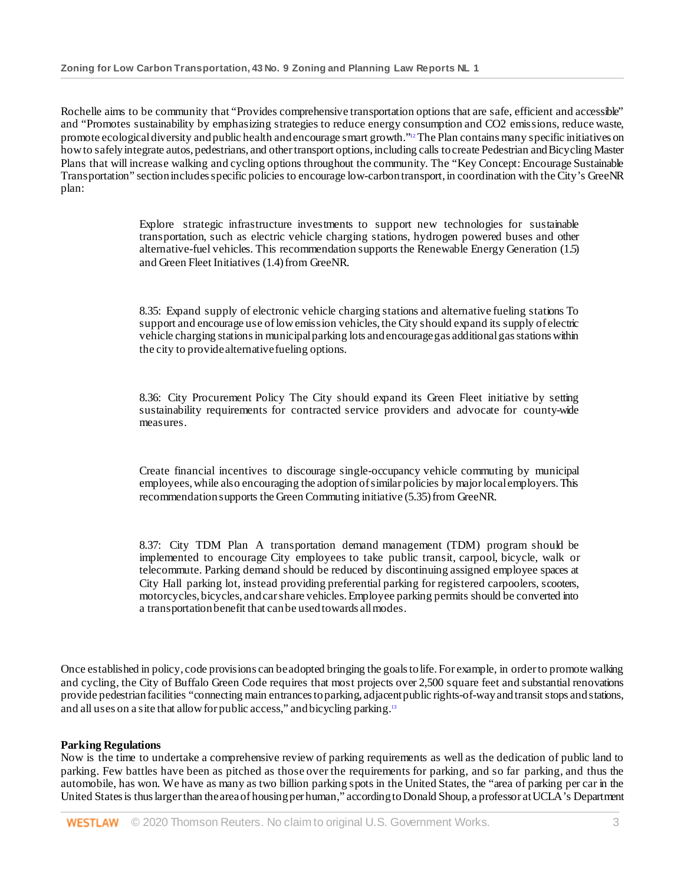Rochelle aims to be community that "Provides comprehensive transportation options that are safe, efficient and accessible" and "Promotes sustainability by emphasizing strategies to reduce energy consumption and CO2 emissions, reduce waste, promote ecological diversity and public health and encourage smart growth."[12] The Plan contains many specific initiatives on how to safely integrate autos, pedestrians, and other transport options, including calls to create Pedestrian and Bicycling Master Plans that will increase walking and cycling options throughout the community. The "Key Concept: Encourage Sustainable Transportation" section includes specific policies to encourage low-carbon transport, in coordination with the City's GreeNR plan:

> Explore strategic infrastructure investments to support new technologies for sustainable transportation, such as electric vehicle charging stations, hydrogen powered buses and other alternative-fuel vehicles. This recommendation supports the Renewable Energy Generation (1.5) and Green Fleet Initiatives (1.4) from GreeNR.
>
> 8.35: Expand supply of electronic vehicle charging stations and alternative fueling stations To support and encourage use of low emission vehicles, the City should expand its supply of electric vehicle charging stations in municipal parking lots and encourage gas additional gas stations within the city to provide alternative fueling options.
>
> 8.36: City Procurement Policy The City should expand its Green Fleet initiative by setting sustainability requirements for contracted service providers and advocate for county-wide measures.
>
> Create financial incentives to discourage single-occupancy vehicle commuting by municipal employees, while also encouraging the adoption of similar policies by major local employers. This recommendation supports the Green Commuting initiative (5.35) from GreeNR.
>
> 8.37: City TDM Plan A transportation demand management (TDM) program should be implemented to encourage City employees to take public transit, carpool, bicycle, walk or telecommute. Parking demand should be reduced by discontinuing assigned employee spaces at City Hall parking lot, instead providing preferential parking for registered carpoolers, scooters, motorcycles, bicycles, and car share vehicles. Employee parking permits should be converted into a transportation benefit that can be used towards all modes.

Once established in policy, code provisions can be adopted bringing the goals to life. For example, in order to promote walking and cycling, the City of Buffalo Green Code requires that most projects over 2,500 square feet and substantial renovations provide pedestrian facilities "connecting main entrances to parking, adjacent public rights-of-way and transit stops and stations, and all uses on a site that allow for public access," and bicycling parking.[13]

**Parking Regulations**

Now is the time to undertake a comprehensive review of parking requirements as well as the dedication of public land to parking. Few battles have been as pitched as those over the requirements for parking, and so far parking, and thus the automobile, has won. We have as many as two billion parking spots in the United States, the "area of parking per car in the United States is thus larger than the area of housing per human," according to Donald Shoup, a professor at UCLA's Department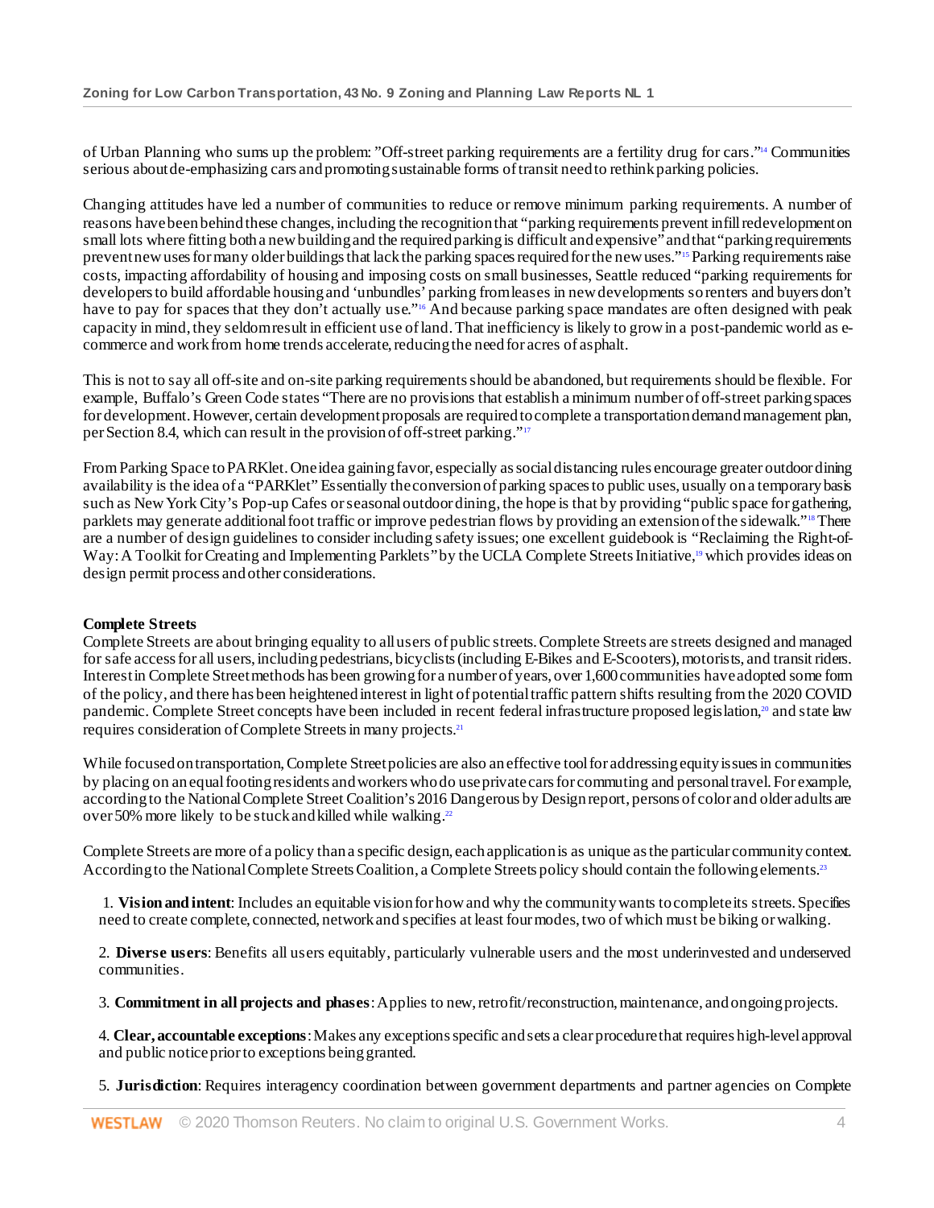of Urban Planning who sums up the problem: "Off-street parking requirements are a fertility drug for cars."[14] Communities serious about de-emphasizing cars and promoting sustainable forms of transit need to rethink parking policies.

Changing attitudes have led a number of communities to reduce or remove minimum parking requirements. A number of reasons have been behind these changes, including the recognition that "parking requirements prevent infill redevelopment on small lots where fitting both a new building and the required parking is difficult and expensive" and that "parking requirements prevent new uses for many older buildings that lack the parking spaces required for the new uses."[15] Parking requirements raise costs, impacting affordability of housing and imposing costs on small businesses, Seattle reduced "parking requirements for developers to build affordable housing and 'unbundles' parking from leases in new developments so renters and buyers don't have to pay for spaces that they don't actually use."[16] And because parking space mandates are often designed with peak capacity in mind, they seldom result in efficient use of land. That inefficiency is likely to grow in a post-pandemic world as e-commerce and work from home trends accelerate, reducing the need for acres of asphalt.

This is not to say all off-site and on-site parking requirements should be abandoned, but requirements should be flexible. For example, Buffalo's Green Code states "There are no provisions that establish a minimum number of off-street parking spaces for development. However, certain development proposals are required to complete a transportation demand management plan, per Section 8.4, which can result in the provision of off-street parking."[17]

From Parking Space to PARKlet. One idea gaining favor, especially as social distancing rules encourage greater outdoor dining availability is the idea of a "PARKlet" Essentially the conversion of parking spaces to public uses, usually on a temporary basis such as New York City's Pop-up Cafes or seasonal outdoor dining, the hope is that by providing "public space for gathering, parklets may generate additional foot traffic or improve pedestrian flows by providing an extension of the sidewalk."[18] There are a number of design guidelines to consider including safety issues; one excellent guidebook is "Reclaiming the Right-of-Way: A Toolkit for Creating and Implementing Parklets" by the UCLA Complete Streets Initiative,[19] which provides ideas on design permit process and other considerations.

**Complete Streets**

Complete Streets are about bringing equality to all users of public streets. Complete Streets are streets designed and managed for safe access for all users, including pedestrians, bicyclists (including E-Bikes and E-Scooters), motorists, and transit riders. Interest in Complete Street methods has been growing for a number of years, over 1,600 communities have adopted some form of the policy, and there has been heightened interest in light of potential traffic pattern shifts resulting from the 2020 COVID pandemic. Complete Street concepts have been included in recent federal infrastructure proposed legislation,[20] and state law requires consideration of Complete Streets in many projects.[21]

While focused on transportation, Complete Street policies are also an effective tool for addressing equity issues in communities by placing on an equal footing residents and workers who do use private cars for commuting and personal travel. For example, according to the National Complete Street Coalition's 2016 Dangerous by Design report, persons of color and older adults are over 50% more likely to be stuck and killed while walking.[22]

Complete Streets are more of a policy than a specific design, each application is as unique as the particular community context. According to the National Complete Streets Coalition, a Complete Streets policy should contain the following elements.[23]

1. **Vision and intent**: Includes an equitable vision for how and why the community wants to complete its streets. Specifies need to create complete, connected, network and specifies at least four modes, two of which must be biking or walking.

2. **Diverse users**: Benefits all users equitably, particularly vulnerable users and the most underinvested and underserved communities.

3. **Commitment in all projects and phases**: Applies to new, retrofit/reconstruction, maintenance, and ongoing projects.

4. **Clear, accountable exceptions**: Makes any exceptions specific and sets a clear procedure that requires high-level approval and public notice prior to exceptions being granted.

5. **Jurisdiction**: Requires interagency coordination between government departments and partner agencies on Complete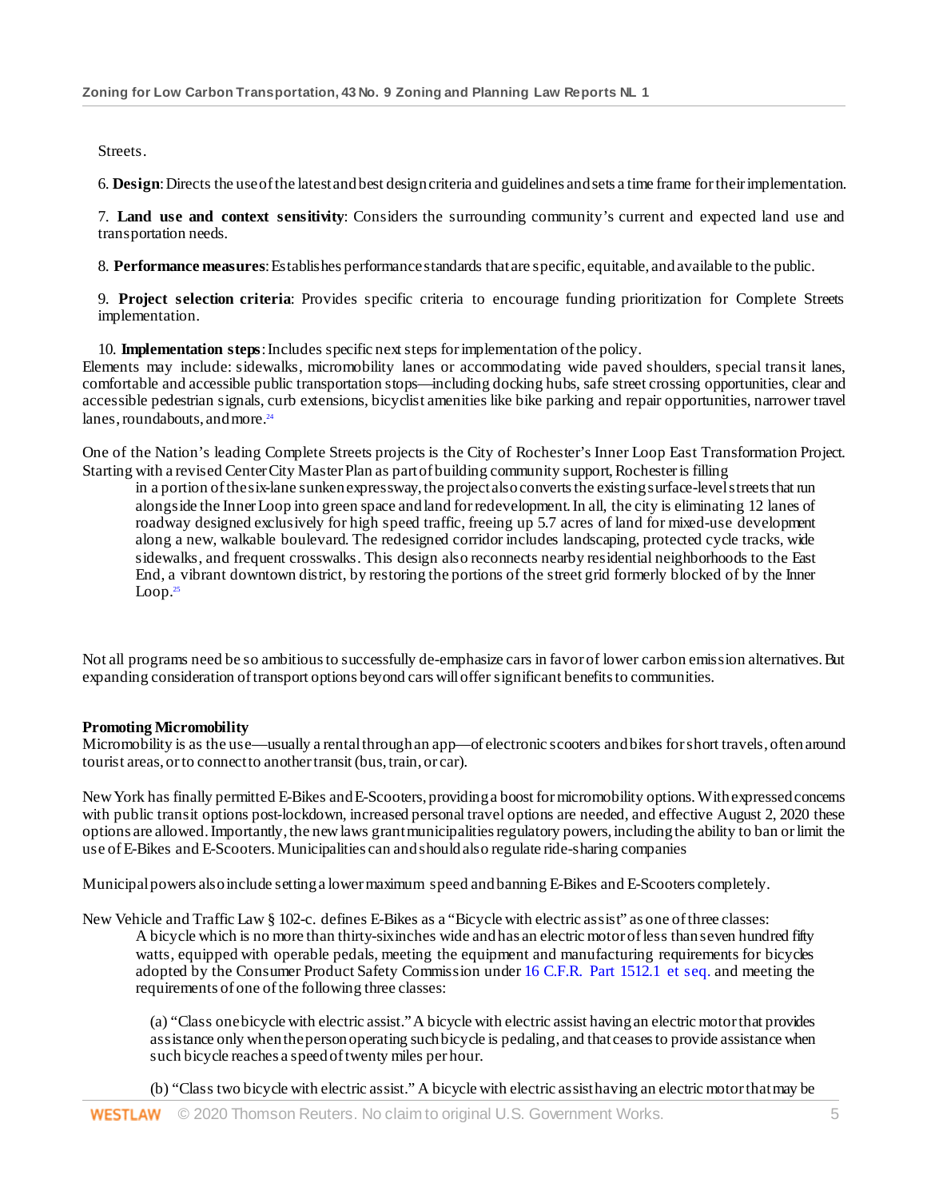Streets.

6. **Design**: Directs the use of the latest and best design criteria and guidelines and sets a time frame for their implementation.

7. **Land use and context sensitivity**: Considers the surrounding community's current and expected land use and transportation needs.

8. **Performance measures**: Establishes performance standards that are specific, equitable, and available to the public.

9. **Project selection criteria**: Provides specific criteria to encourage funding prioritization for Complete Streets implementation.

10. **Implementation steps**: Includes specific next steps for implementation of the policy.

Elements may include: sidewalks, micromobility lanes or accommodating wide paved shoulders, special transit lanes, comfortable and accessible public transportation stops—including docking hubs, safe street crossing opportunities, clear and accessible pedestrian signals, curb extensions, bicyclist amenities like bike parking and repair opportunities, narrower travel lanes, roundabouts, and more.[24]

One of the Nation's leading Complete Streets projects is the City of Rochester's Inner Loop East Transformation Project. Starting with a revised Center City Master Plan as part of building community support, Rochester is filling

> in a portion of the six-lane sunken expressway, the project also converts the existing surface-level streets that run alongside the Inner Loop into green space and land for redevelopment. In all, the city is eliminating 12 lanes of roadway designed exclusively for high speed traffic, freeing up 5.7 acres of land for mixed-use development along a new, walkable boulevard. The redesigned corridor includes landscaping, protected cycle tracks, wide sidewalks, and frequent crosswalks. This design also reconnects nearby residential neighborhoods to the East End, a vibrant downtown district, by restoring the portions of the street grid formerly blocked of by the Inner Loop.[25]

Not all programs need be so ambitious to successfully de-emphasize cars in favor of lower carbon emission alternatives. But expanding consideration of transport options beyond cars will offer significant benefits to communities.

**Promoting Micromobility**

Micromobility is as the use—usually a rental through an app—of electronic scooters and bikes for short travels, often around tourist areas, or to connect to another transit (bus, train, or car).

New York has finally permitted E-Bikes and E-Scooters, providing a boost for micromobility options. With expressed concerns with public transit options post-lockdown, increased personal travel options are needed, and effective August 2, 2020 these options are allowed. Importantly, the new laws grant municipalities regulatory powers, including the ability to ban or limit the use of E-Bikes and E-Scooters. Municipalities can and should also regulate ride-sharing companies

Municipal powers also include setting a lower maximum speed and banning E-Bikes and E-Scooters completely.

New Vehicle and Traffic Law § 102-c. defines E-Bikes as a "Bicycle with electric assist" as one of three classes:

> A bicycle which is no more than thirty-six inches wide and has an electric motor of less than seven hundred fifty watts, equipped with operable pedals, meeting the equipment and manufacturing requirements for bicycles adopted by the Consumer Product Safety Commission under 16 C.F.R. Part 1512.1 et seq. and meeting the requirements of one of the following three classes:
>
> (a) "Class one bicycle with electric assist." A bicycle with electric assist having an electric motor that provides assistance only when the person operating such bicycle is pedaling, and that ceases to provide assistance when such bicycle reaches a speed of twenty miles per hour.
>
> (b) "Class two bicycle with electric assist." A bicycle with electric assist having an electric motor that may be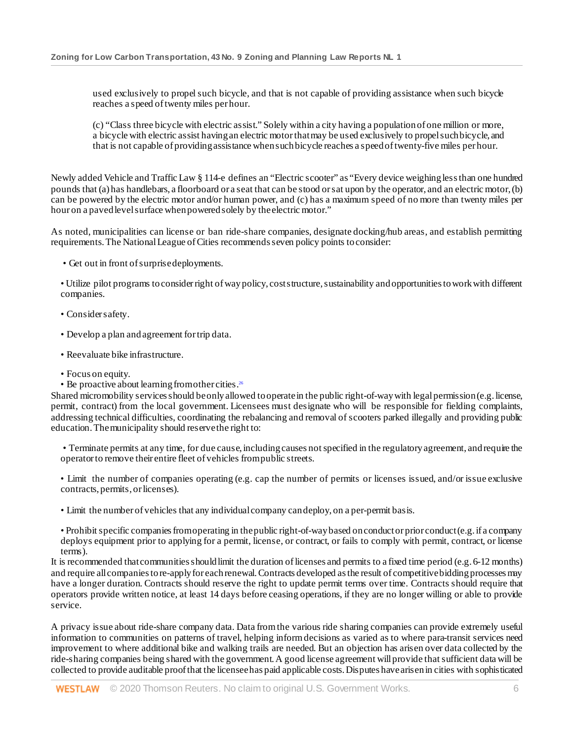used exclusively to propel such bicycle, and that is not capable of providing assistance when such bicycle reaches a speed of twenty miles per hour.

(c) "Class three bicycle with electric assist." Solely within a city having a population of one million or more, a bicycle with electric assist having an electric motor that may be used exclusively to propel such bicycle, and that is not capable of providing assistance when such bicycle reaches a speed of twenty-five miles per hour.

Newly added Vehicle and Traffic Law § 114-e defines an "Electric scooter" as "Every device weighing less than one hundred pounds that (a) has handlebars, a floorboard or a seat that can be stood or sat upon by the operator, and an electric motor, (b) can be powered by the electric motor and/or human power, and (c) has a maximum speed of no more than twenty miles per hour on a paved level surface when powered solely by the electric motor."

As noted, municipalities can license or ban ride-share companies, designate docking/hub areas, and establish permitting requirements. The National League of Cities recommends seven policy points to consider:

- Get out in front of surprise deployments.
- Utilize pilot programs to consider right of way policy, cost structure, sustainability and opportunities to work with different companies.
- Consider safety.
- Develop a plan and agreement for trip data.
- Reevaluate bike infrastructure.
- Focus on equity.
- Be proactive about learning from other cities.[26]

Shared micromobility services should be only allowed to operate in the public right-of-way with legal permission (e.g. license, permit, contract) from the local government. Licensees must designate who will be responsible for fielding complaints, addressing technical difficulties, coordinating the rebalancing and removal of scooters parked illegally and providing public education. The municipality should reserve the right to:

- Terminate permits at any time, for due cause, including causes not specified in the regulatory agreement, and require the operator to remove their entire fleet of vehicles from public streets.
- Limit the number of companies operating (e.g. cap the number of permits or licenses issued, and/or issue exclusive contracts, permits, or licenses).
- Limit the number of vehicles that any individual company can deploy, on a per-permit basis.
- Prohibit specific companies from operating in the public right-of-way based on conduct or prior conduct (e.g. if a company deploys equipment prior to applying for a permit, license, or contract, or fails to comply with permit, contract, or license terms).

It is recommended that communities should limit the duration of licenses and permits to a fixed time period (e.g. 6-12 months) and require all companies to re-apply for each renewal. Contracts developed as the result of competitive bidding processes may have a longer duration. Contracts should reserve the right to update permit terms over time. Contracts should require that operators provide written notice, at least 14 days before ceasing operations, if they are no longer willing or able to provide service.

A privacy issue about ride-share company data. Data from the various ride sharing companies can provide extremely useful information to communities on patterns of travel, helping inform decisions as varied as to where para-transit services need improvement to where additional bike and walking trails are needed. But an objection has arisen over data collected by the ride-sharing companies being shared with the government. A good license agreement will provide that sufficient data will be collected to provide auditable proof that the licensee has paid applicable costs. Disputes have arisen in cities with sophisticated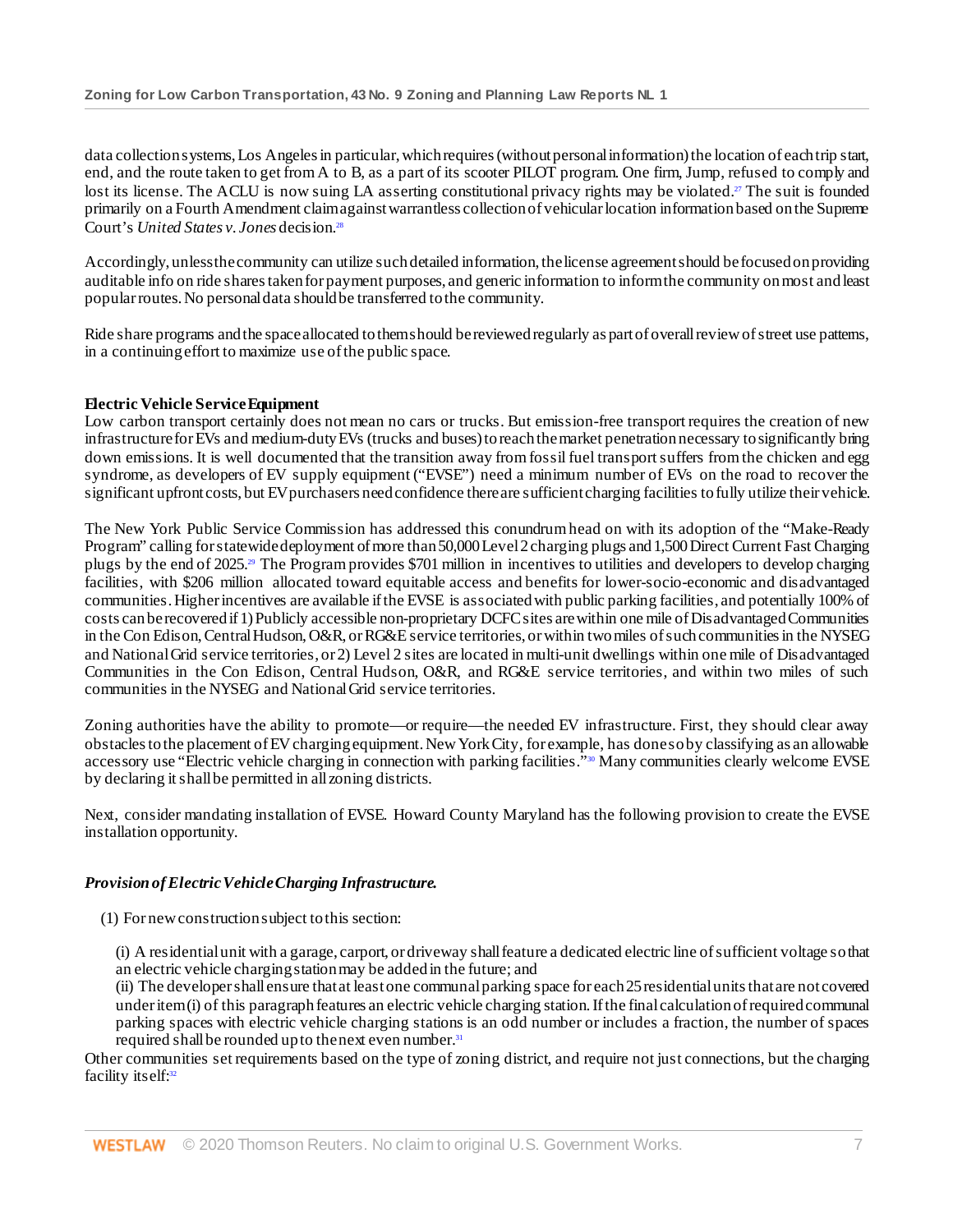data collection systems, Los Angeles in particular, which requires (without personal information) the location of each trip start, end, and the route taken to get from A to B, as a part of its scooter PILOT program. One firm, Jump, refused to comply and lost its license. The ACLU is now suing LA asserting constitutional privacy rights may be violated.[27] The suit is founded primarily on a Fourth Amendment claim against warrantless collection of vehicular location information based on the Supreme Court's *United States v. Jones* decision.[28]

Accordingly, unless the community can utilize such detailed information, the license agreement should be focused on providing auditable info on ride shares taken for payment purposes, and generic information to inform the community on most and least popular routes. No personal data should be transferred to the community.

Ride share programs and the space allocated to them should be reviewed regularly as part of overall review of street use patterns, in a continuing effort to maximize use of the public space.

**Electric Vehicle Service Equipment**

Low carbon transport certainly does not mean no cars or trucks. But emission-free transport requires the creation of new infrastructure for EVs and medium-duty EVs (trucks and buses) to reach the market penetration necessary to significantly bring down emissions. It is well documented that the transition away from fossil fuel transport suffers from the chicken and egg syndrome, as developers of EV supply equipment ("EVSE") need a minimum number of EVs on the road to recover the significant upfront costs, but EV purchasers need confidence there are sufficient charging facilities to fully utilize their vehicle.

The New York Public Service Commission has addressed this conundrum head on with its adoption of the "Make-Ready Program" calling for statewide deployment of more than 50,000 Level 2 charging plugs and 1,500 Direct Current Fast Charging plugs by the end of 2025.[29] The Program provides $701 million in incentives to utilities and developers to develop charging facilities, with $206 million allocated toward equitable access and benefits for lower-socio-economic and disadvantaged communities. Higher incentives are available if the EVSE is associated with public parking facilities, and potentially 100% of costs can be recovered if 1) Publicly accessible non-proprietary DCFC sites are within one mile of Disadvantaged Communities in the Con Edison, Central Hudson, O&R, or RG&E service territories, or within two miles of such communities in the NYSEG and National Grid service territories, or 2) Level 2 sites are located in multi-unit dwellings within one mile of Disadvantaged Communities in the Con Edison, Central Hudson, O&R, and RG&E service territories, and within two miles of such communities in the NYSEG and National Grid service territories.

Zoning authorities have the ability to promote—or require—the needed EV infrastructure. First, they should clear away obstacles to the placement of EV charging equipment. New York City, for example, has done so by classifying as an allowable accessory use "Electric vehicle charging in connection with parking facilities."[30] Many communities clearly welcome EVSE by declaring it shall be permitted in all zoning districts.

Next, consider mandating installation of EVSE. Howard County Maryland has the following provision to create the EVSE installation opportunity.

***Provision of Electric Vehicle Charging Infrastructure.***

(1) For new construction subject to this section:

(i) A residential unit with a garage, carport, or driveway shall feature a dedicated electric line of sufficient voltage so that an electric vehicle charging station may be added in the future; and

(ii) The developer shall ensure that at least one communal parking space for each 25 residential units that are not covered under item (i) of this paragraph features an electric vehicle charging station. If the final calculation of required communal parking spaces with electric vehicle charging stations is an odd number or includes a fraction, the number of spaces required shall be rounded up to the next even number.[31]

Other communities set requirements based on the type of zoning district, and require not just connections, but the charging facility itself:[32]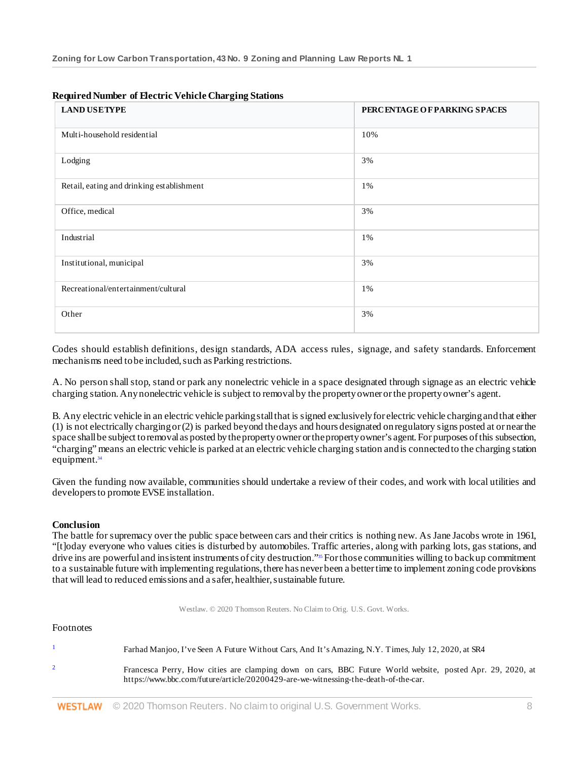**Required Number of Electric Vehicle Charging Stations**

| LAND USE TYPE | PERCENTAGE OF PARKING SPACES |
|---|---|
| Multi-household residential | 10% |
| Lodging | 3% |
| Retail, eating and drinking establishment | 1% |
| Office, medical | 3% |
| Industrial | 1% |
| Institutional, municipal | 3% |
| Recreational/entertainment/cultural | 1% |
| Other | 3% |

Codes should establish definitions, design standards, ADA access rules, signage, and safety standards. Enforcement mechanisms need to be included, such as Parking restrictions.

A. No person shall stop, stand or park any nonelectric vehicle in a space designated through signage as an electric vehicle charging station. Any nonelectric vehicle is subject to removal by the property owner or the property owner's agent.

B. Any electric vehicle in an electric vehicle parking stall that is signed exclusively for electric vehicle charging and that either (1) is not electrically charging or (2) is parked beyond the days and hours designated on regulatory signs posted at or near the space shall be subject to removal as posted by the property owner or the property owner's agent. For purposes of this subsection, "charging" means an electric vehicle is parked at an electric vehicle charging station and is connected to the charging station equipment.[34]

Given the funding now available, communities should undertake a review of their codes, and work with local utilities and developers to promote EVSE installation.

**Conclusion**

The battle for supremacy over the public space between cars and their critics is nothing new. As Jane Jacobs wrote in 1961, "[t]oday everyone who values cities is disturbed by automobiles. Traffic arteries, along with parking lots, gas stations, and drive ins are powerful and insistent instruments of city destruction."[35] For those communities willing to back up commitment to a sustainable future with implementing regulations, there has never been a better time to implement zoning code provisions that will lead to reduced emissions and a safer, healthier, sustainable future.

Westlaw. © 2020 Thomson Reuters. No Claim to Orig. U.S. Govt. Works.

Footnotes

[1] Farhad Manjoo, I've Seen A Future Without Cars, And It's Amazing, N.Y. Times, July 12, 2020, at SR4

[2] Francesca Perry, How cities are clamping down on cars, BBC Future World website, posted Apr. 29, 2020, at https://www.bbc.com/future/article/20200429-are-we-witnessing-the-death-of-the-car.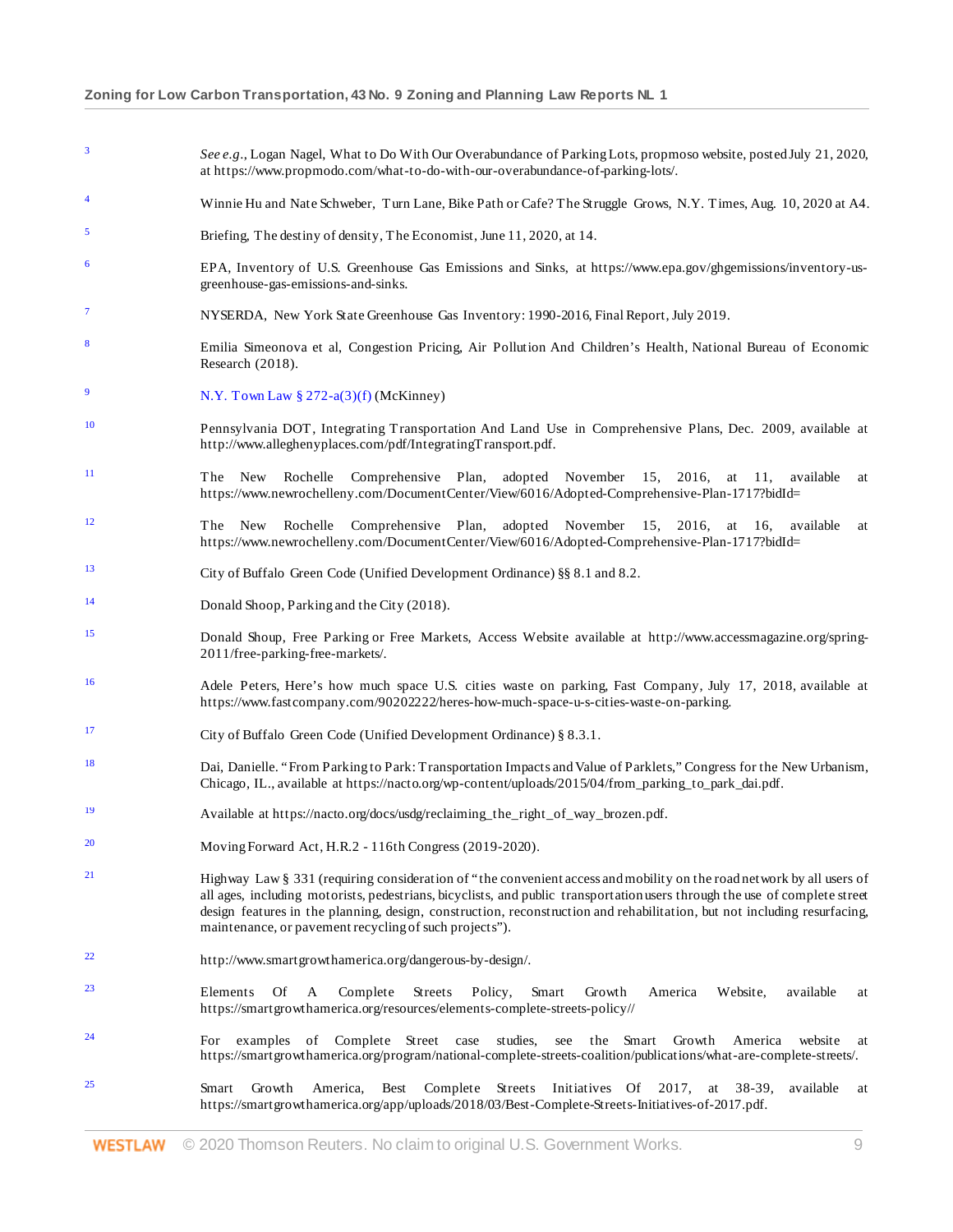[3] *See e.g.*, Logan Nagel, What to Do With Our Overabundance of Parking Lots, propmoso website, posted July 21, 2020, at https://www.propmodo.com/what-to-do-with-our-overabundance-of-parking-lots/.

[4] Winnie Hu and Nate Schweber, Turn Lane, Bike Path or Cafe? The Struggle Grows, N.Y. Times, Aug. 10, 2020 at A4.

[5] Briefing, The destiny of density, The Economist, June 11, 2020, at 14.

[6] EPA, Inventory of U.S. Greenhouse Gas Emissions and Sinks, at https://www.epa.gov/ghgemissions/inventory-us-greenhouse-gas-emissions-and-sinks.

[7] NYSERDA, New York State Greenhouse Gas Inventory: 1990-2016, Final Report, July 2019.

[8] Emilia Simeonova et al, Congestion Pricing, Air Pollution And Children's Health, National Bureau of Economic Research (2018).

[9] N.Y. Town Law § 272-a(3)(f) (McKinney)

[10] Pennsylvania DOT, Integrating Transportation And Land Use in Comprehensive Plans, Dec. 2009, available at http://www.alleghenyplaces.com/pdf/IntegratingTransport.pdf.

[11] The New Rochelle Comprehensive Plan, adopted November 15, 2016, at 11, available at https://www.newrochelleny.com/DocumentCenter/View/6016/Adopted-Comprehensive-Plan-1717?bidId=

[12] The New Rochelle Comprehensive Plan, adopted November 15, 2016, at 16, available at https://www.newrochelleny.com/DocumentCenter/View/6016/Adopted-Comprehensive-Plan-1717?bidId=

[13] City of Buffalo Green Code (Unified Development Ordinance) §§ 8.1 and 8.2.

[14] Donald Shoop, Parking and the City (2018).

[15] Donald Shoup, Free Parking or Free Markets, Access Website available at http://www.accessmagazine.org/spring-2011/free-parking-free-markets/.

[16] Adele Peters, Here's how much space U.S. cities waste on parking, Fast Company, July 17, 2018, available at https://www.fastcompany.com/90202222/heres-how-much-space-u-s-cities-waste-on-parking.

[17] City of Buffalo Green Code (Unified Development Ordinance) § 8.3.1.

[18] Dai, Danielle. "From Parking to Park: Transportation Impacts and Value of Parklets," Congress for the New Urbanism, Chicago, IL., available at https://nacto.org/wp-content/uploads/2015/04/from_parking_to_park_dai.pdf.

[19] Available at https://nacto.org/docs/usdg/reclaiming_the_right_of_way_brozen.pdf.

[20] Moving Forward Act, H.R.2 - 116th Congress (2019-2020).

[21] Highway Law § 331 (requiring consideration of "the convenient access and mobility on the road network by all users of all ages, including motorists, pedestrians, bicyclists, and public transportation users through the use of complete street design features in the planning, design, construction, reconstruction and rehabilitation, but not including resurfacing, maintenance, or pavement recycling of such projects").

[22] http://www.smartgrowthamerica.org/dangerous-by-design/.

[23] Elements Of A Complete Streets Policy, Smart Growth America Website, available at https://smartgrowthamerica.org/resources/elements-complete-streets-policy//

[24] For examples of Complete Street case studies, see the Smart Growth America website at https://smartgrowthamerica.org/program/national-complete-streets-coalition/publications/what-are-complete-streets/.

[25] Smart Growth America, Best Complete Streets Initiatives Of 2017, at 38-39, available at https://smartgrowthamerica.org/app/uploads/2018/03/Best-Complete-Streets-Initiatives-of-2017.pdf.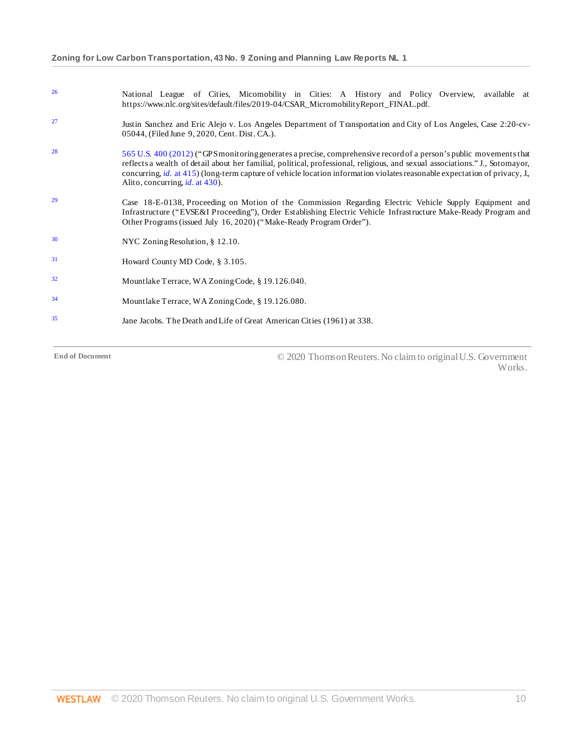[26] National League of Cities, Micomobility in Cities: A History and Policy Overview, available at https://www.nlc.org/sites/default/files/2019-04/CSAR_MicromobilityReport_FINAL.pdf.

[27] Justin Sanchez and Eric Alejo v. Los Angeles Department of Transportation and City of Los Angeles, Case 2:20-cv-05044, (Filed June 9, 2020, Cent. Dist. CA.).

[28] 565 U.S. 400 (2012) ("GPS monitoring generates a precise, comprehensive record of a person's public movements that reflects a wealth of detail about her familial, political, professional, religious, and sexual associations." J., Sotomayor, concurring, *id.* at 415) (long-term capture of vehicle location information violates reasonable expectation of privacy, J., Alito, concurring, *id.* at 430).

[29] Case 18-E-0138, Proceeding on Motion of the Commission Regarding Electric Vehicle Supply Equipment and Infrastructure ("EVSE&I Proceeding"), Order Establishing Electric Vehicle Infrastructure Make-Ready Program and Other Programs (issued July 16, 2020) ("Make-Ready Program Order").

[30] NYC Zoning Resolution, § 12.10.

[31] Howard County MD Code, § 3.105.

[32] Mountlake Terrace, WA Zoning Code, § 19.126.040.

[34] Mountlake Terrace, WA Zoning Code, § 19.126.080.

[35] Jane Jacobs. The Death and Life of Great American Cities (1961) at 338.

---

**End of Document** © 2020 Thomson Reuters. No claim to original U.S. Government Works.